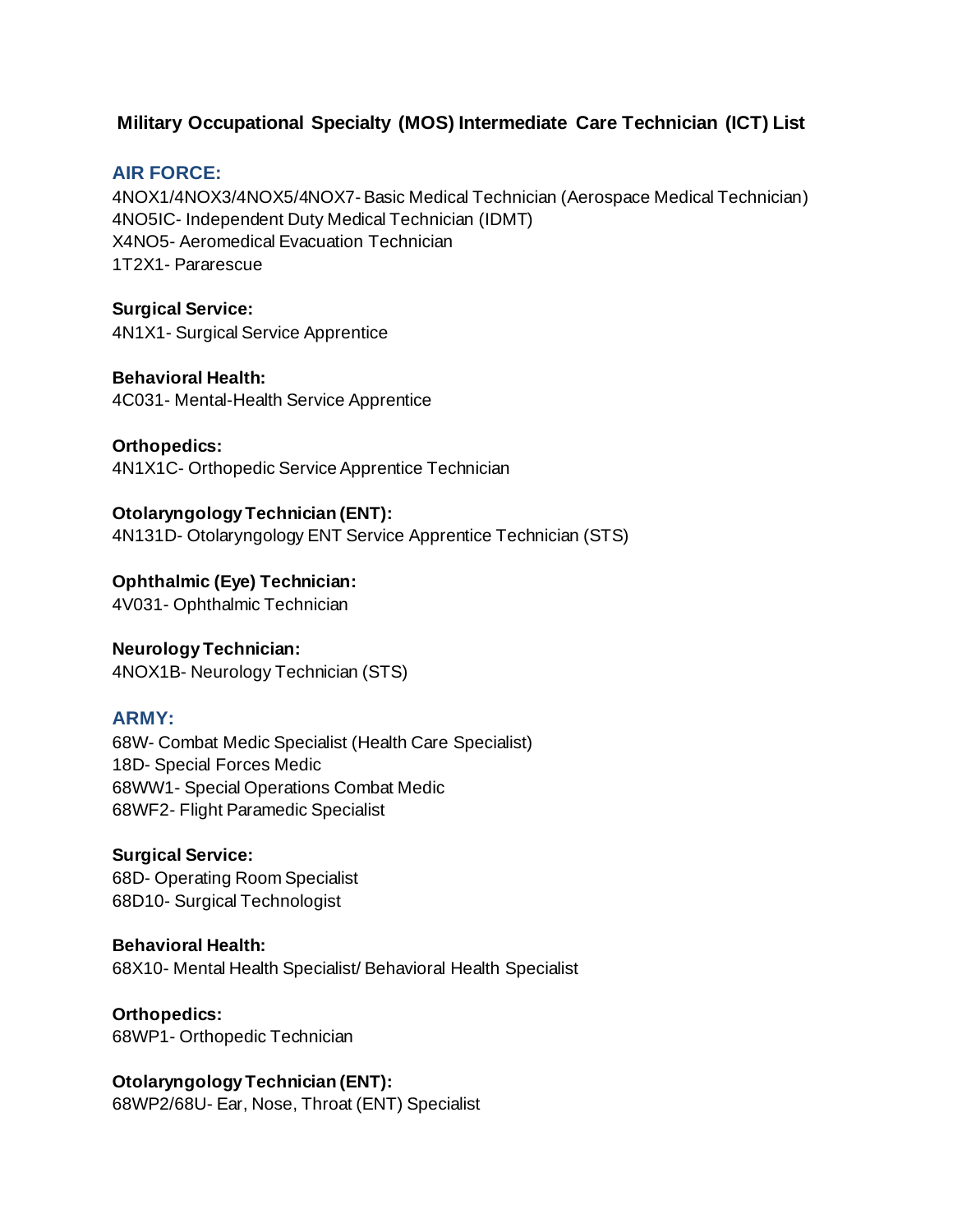# Military Occupational Specialty (MOS) Intermediate Care Technician (ICT) List

## AIR FORCE:

4NOX1/4NOX3/4NOX5/4NOX7- Basic Medical Technician (Aerospace Medical Technician)
4NO5IC- Independent Duty Medical Technician (IDMT)
X4NO5- Aeromedical Evacuation Technician
1T2X1- Pararescue

**Surgical Service:**
4N1X1- Surgical Service Apprentice

**Behavioral Health:**
4C031- Mental-Health Service Apprentice

**Orthopedics:**
4N1X1C- Orthopedic Service Apprentice Technician

**Otolaryngology Technician (ENT):**
4N131D- Otolaryngology ENT Service Apprentice Technician (STS)

**Ophthalmic (Eye) Technician:**
4V031- Ophthalmic Technician

**Neurology Technician:**
4NOX1B- Neurology Technician (STS)

## ARMY:

68W- Combat Medic Specialist (Health Care Specialist)
18D- Special Forces Medic
68WW1- Special Operations Combat Medic
68WF2- Flight Paramedic Specialist

**Surgical Service:**
68D- Operating Room Specialist
68D10- Surgical Technologist

**Behavioral Health:**
68X10- Mental Health Specialist/ Behavioral Health Specialist

**Orthopedics:**
68WP1- Orthopedic Technician

**Otolaryngology Technician (ENT):**
68WP2/68U- Ear, Nose, Throat (ENT) Specialist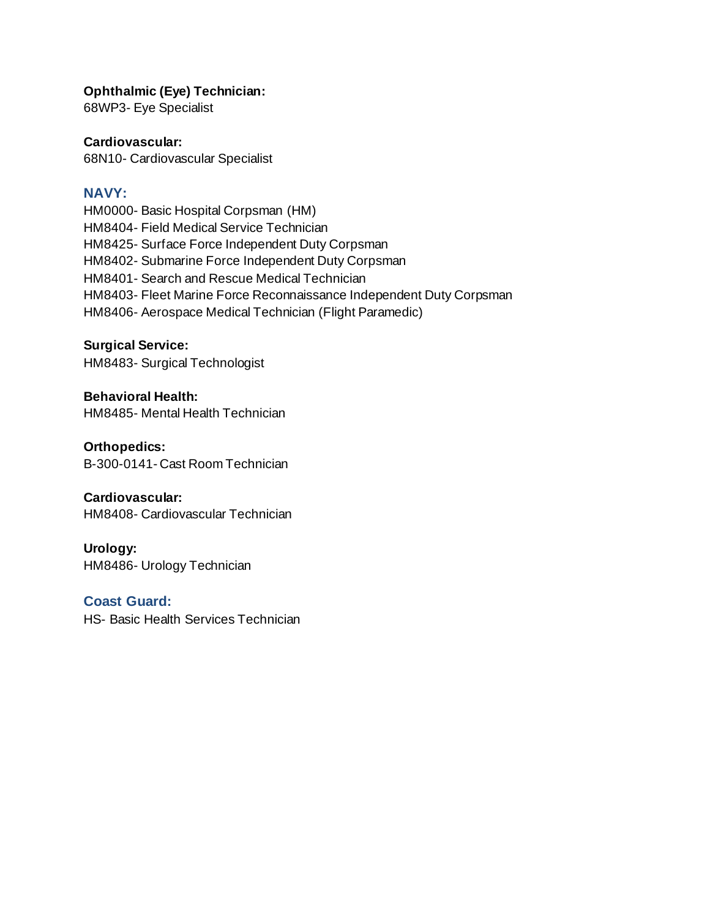**Ophthalmic (Eye) Technician:**
68WP3- Eye Specialist

**Cardiovascular:**
68N10- Cardiovascular Specialist

## NAVY:

HM0000- Basic Hospital Corpsman (HM)
HM8404- Field Medical Service Technician
HM8425- Surface Force Independent Duty Corpsman
HM8402- Submarine Force Independent Duty Corpsman
HM8401- Search and Rescue Medical Technician
HM8403- Fleet Marine Force Reconnaissance Independent Duty Corpsman
HM8406- Aerospace Medical Technician (Flight Paramedic)

**Surgical Service:**
HM8483- Surgical Technologist

**Behavioral Health:**
HM8485- Mental Health Technician

**Orthopedics:**
B-300-0141- Cast Room Technician

**Cardiovascular:**
HM8408- Cardiovascular Technician

**Urology:**
HM8486- Urology Technician

## Coast Guard:

HS- Basic Health Services Technician